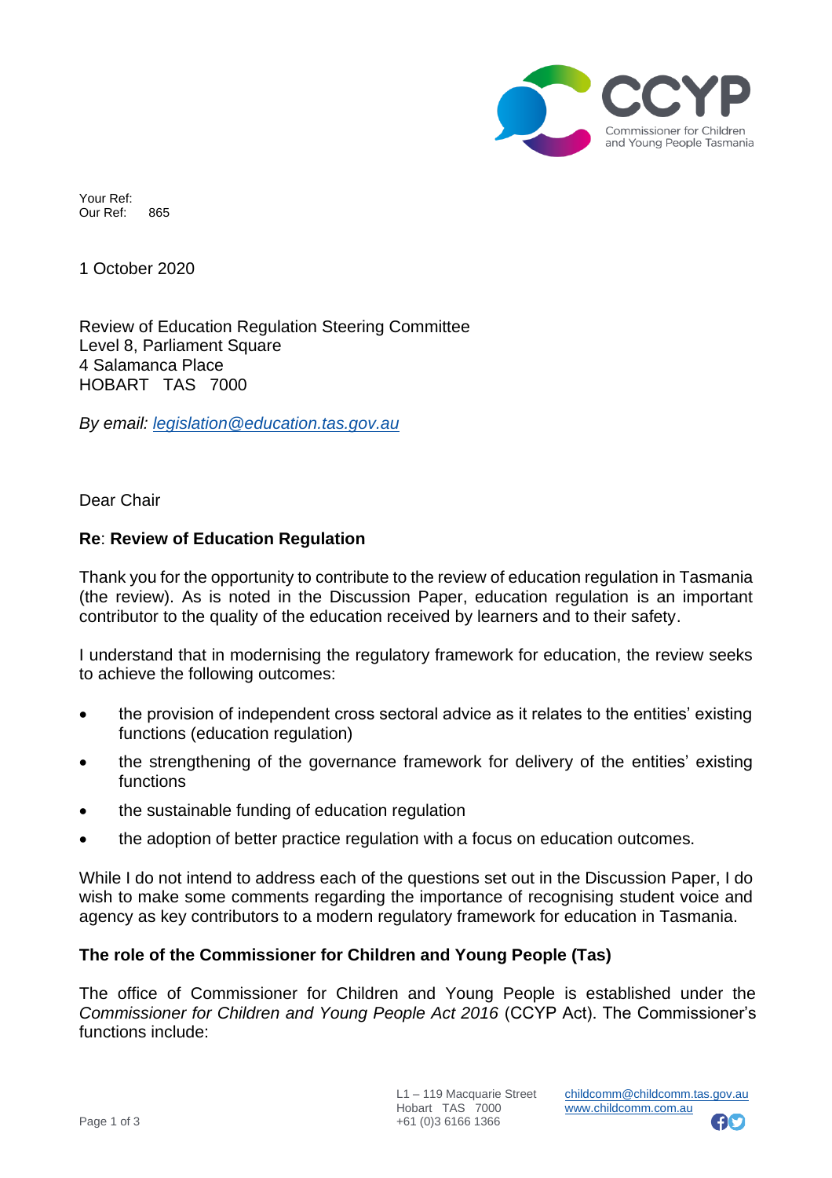CCYP
Commissioner for Children and Young People Tasmania

Your Ref:
Our Ref: 865

1 October 2020

Review of Education Regulation Steering Committee
Level 8, Parliament Square
4 Salamanca Place
HOBART TAS 7000

*By email: legislation@education.tas.gov.au*

Dear Chair

**Re**: **Review of Education Regulation**

Thank you for the opportunity to contribute to the review of education regulation in Tasmania (the review). As is noted in the Discussion Paper, education regulation is an important contributor to the quality of the education received by learners and to their safety.

I understand that in modernising the regulatory framework for education, the review seeks to achieve the following outcomes:

- the provision of independent cross sectoral advice as it relates to the entities' existing functions (education regulation)
- the strengthening of the governance framework for delivery of the entities' existing functions
- the sustainable funding of education regulation
- the adoption of better practice regulation with a focus on education outcomes.

While I do not intend to address each of the questions set out in the Discussion Paper, I do wish to make some comments regarding the importance of recognising student voice and agency as key contributors to a modern regulatory framework for education in Tasmania.

**The role of the Commissioner for Children and Young People (Tas)**

The office of Commissioner for Children and Young People is established under the *Commissioner for Children and Young People Act 2016* (CCYP Act). The Commissioner's functions include:

L1 – 119 Macquarie Street
Hobart TAS 7000
+61 (0)3 6166 1366

childcomm@childcomm.tas.gov.au
www.childcomm.com.au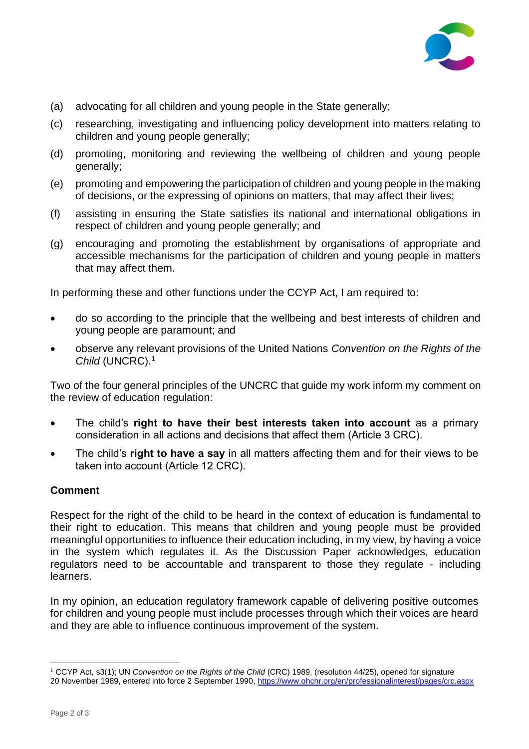(a) advocating for all children and young people in the State generally;

(c) researching, investigating and influencing policy development into matters relating to children and young people generally;

(d) promoting, monitoring and reviewing the wellbeing of children and young people generally;

(e) promoting and empowering the participation of children and young people in the making of decisions, or the expressing of opinions on matters, that may affect their lives;

(f) assisting in ensuring the State satisfies its national and international obligations in respect of children and young people generally; and

(g) encouraging and promoting the establishment by organisations of appropriate and accessible mechanisms for the participation of children and young people in matters that may affect them.

In performing these and other functions under the CCYP Act, I am required to:

- do so according to the principle that the wellbeing and best interests of children and young people are paramount; and
- observe any relevant provisions of the United Nations *Convention on the Rights of the Child* (UNCRC).[1]

Two of the four general principles of the UNCRC that guide my work inform my comment on the review of education regulation:

- The child's **right to have their best interests taken into account** as a primary consideration in all actions and decisions that affect them (Article 3 CRC).
- The child's **right to have a say** in all matters affecting them and for their views to be taken into account (Article 12 CRC).

**Comment**

Respect for the right of the child to be heard in the context of education is fundamental to their right to education. This means that children and young people must be provided meaningful opportunities to influence their education including, in my view, by having a voice in the system which regulates it. As the Discussion Paper acknowledges, education regulators need to be accountable and transparent to those they regulate - including learners.

In my opinion, an education regulatory framework capable of delivering positive outcomes for children and young people must include processes through which their voices are heard and they are able to influence continuous improvement of the system.

[1] CCYP Act, s3(1); UN *Convention on the Rights of the Child* (CRC) 1989, (resolution 44/25), opened for signature 20 November 1989, entered into force 2 September 1990, https://www.ohchr.org/en/professionalinterest/pages/crc.aspx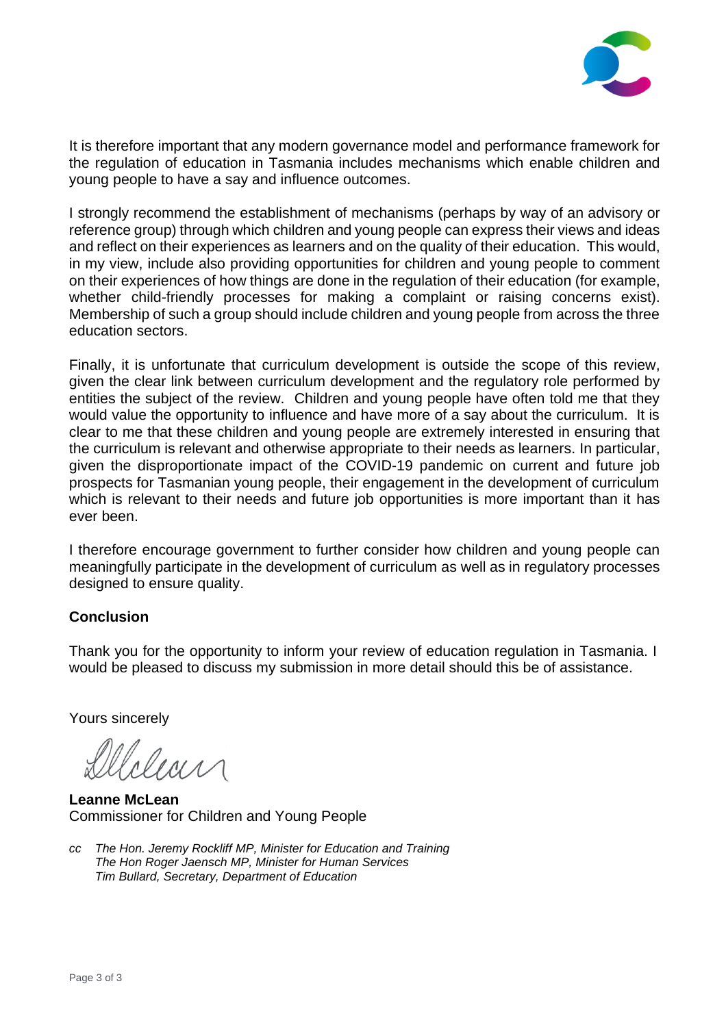It is therefore important that any modern governance model and performance framework for the regulation of education in Tasmania includes mechanisms which enable children and young people to have a say and influence outcomes.

I strongly recommend the establishment of mechanisms (perhaps by way of an advisory or reference group) through which children and young people can express their views and ideas and reflect on their experiences as learners and on the quality of their education. This would, in my view, include also providing opportunities for children and young people to comment on their experiences of how things are done in the regulation of their education (for example, whether child-friendly processes for making a complaint or raising concerns exist). Membership of such a group should include children and young people from across the three education sectors.

Finally, it is unfortunate that curriculum development is outside the scope of this review, given the clear link between curriculum development and the regulatory role performed by entities the subject of the review. Children and young people have often told me that they would value the opportunity to influence and have more of a say about the curriculum. It is clear to me that these children and young people are extremely interested in ensuring that the curriculum is relevant and otherwise appropriate to their needs as learners. In particular, given the disproportionate impact of the COVID-19 pandemic on current and future job prospects for Tasmanian young people, their engagement in the development of curriculum which is relevant to their needs and future job opportunities is more important than it has ever been.

I therefore encourage government to further consider how children and young people can meaningfully participate in the development of curriculum as well as in regulatory processes designed to ensure quality.

**Conclusion**

Thank you for the opportunity to inform your review of education regulation in Tasmania. I would be pleased to discuss my submission in more detail should this be of assistance.

Yours sincerely

**Leanne McLean**
Commissioner for Children and Young People

*cc The Hon. Jeremy Rockliff MP, Minister for Education and Training*
*The Hon Roger Jaensch MP, Minister for Human Services*
*Tim Bullard, Secretary, Department of Education*